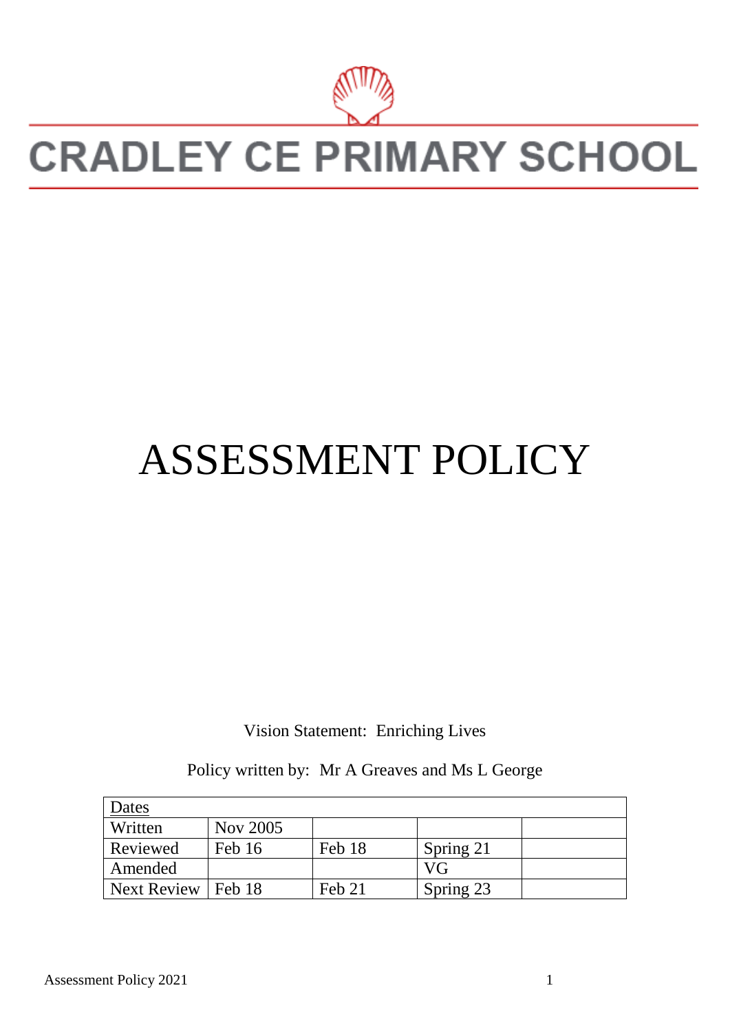# CRADLEY CE PRIMARY SCHOOL

# ASSESSMENT POLICY

Vision Statement: Enriching Lives

Policy written by: Mr A Greaves and Ms L George

| Dates | | | | |
|---|---|---|---|---|
| Written | Nov 2005 | | | |
| Reviewed | Feb 16 | Feb 18 | Spring 21 | |
| Amended | | | VG | |
| Next Review | Feb 18 | Feb 21 | Spring 23 | |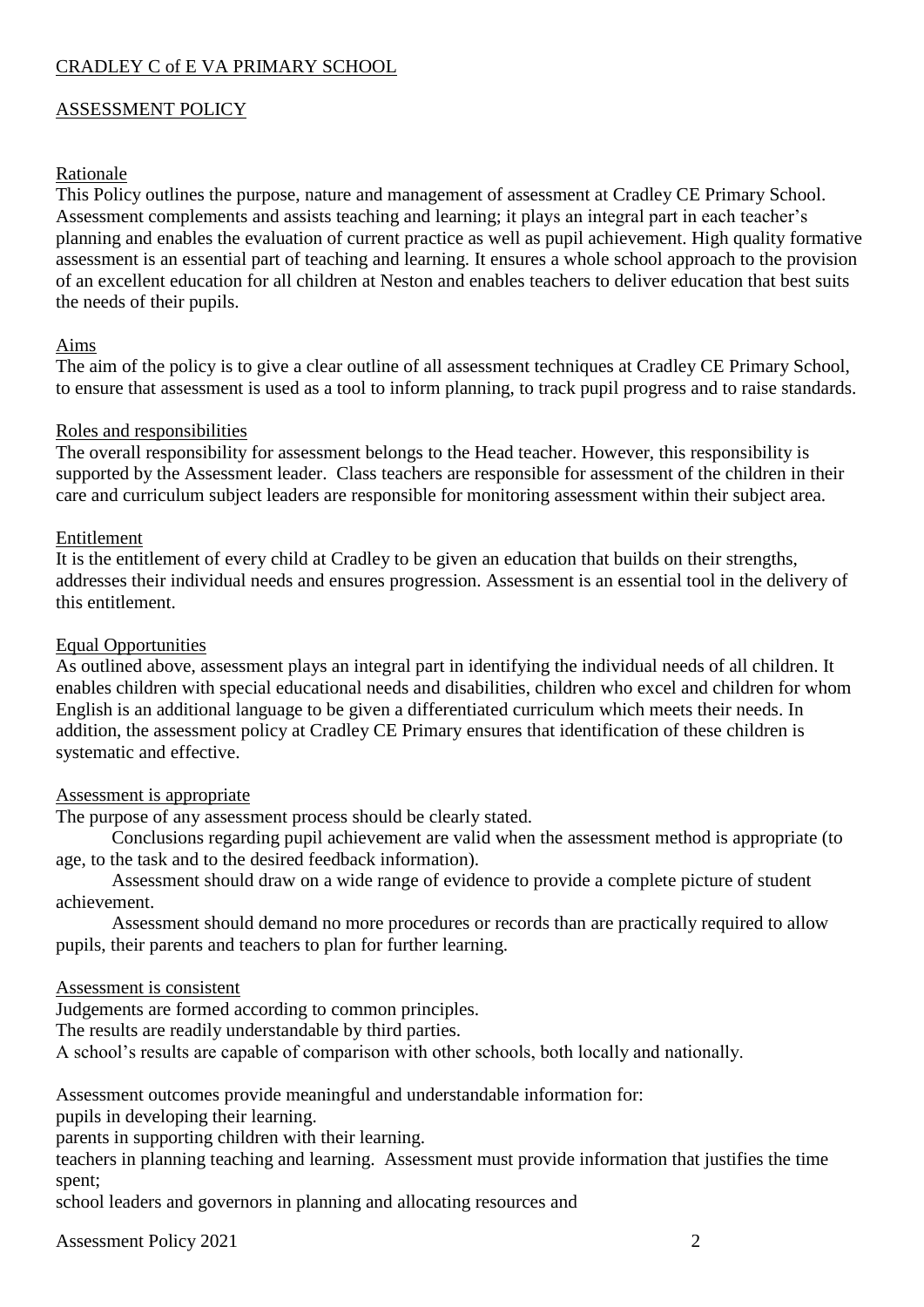CRADLEY C of E VA PRIMARY SCHOOL

ASSESSMENT POLICY

## Rationale

This Policy outlines the purpose, nature and management of assessment at Cradley CE Primary School. Assessment complements and assists teaching and learning; it plays an integral part in each teacher's planning and enables the evaluation of current practice as well as pupil achievement. High quality formative assessment is an essential part of teaching and learning. It ensures a whole school approach to the provision of an excellent education for all children at Neston and enables teachers to deliver education that best suits the needs of their pupils.

## Aims

The aim of the policy is to give a clear outline of all assessment techniques at Cradley CE Primary School, to ensure that assessment is used as a tool to inform planning, to track pupil progress and to raise standards.

## Roles and responsibilities

The overall responsibility for assessment belongs to the Head teacher. However, this responsibility is supported by the Assessment leader. Class teachers are responsible for assessment of the children in their care and curriculum subject leaders are responsible for monitoring assessment within their subject area.

## Entitlement

It is the entitlement of every child at Cradley to be given an education that builds on their strengths, addresses their individual needs and ensures progression. Assessment is an essential tool in the delivery of this entitlement.

## Equal Opportunities

As outlined above, assessment plays an integral part in identifying the individual needs of all children. It enables children with special educational needs and disabilities, children who excel and children for whom English is an additional language to be given a differentiated curriculum which meets their needs. In addition, the assessment policy at Cradley CE Primary ensures that identification of these children is systematic and effective.

## Assessment is appropriate

The purpose of any assessment process should be clearly stated.

Conclusions regarding pupil achievement are valid when the assessment method is appropriate (to age, to the task and to the desired feedback information).

Assessment should draw on a wide range of evidence to provide a complete picture of student achievement.

Assessment should demand no more procedures or records than are practically required to allow pupils, their parents and teachers to plan for further learning.

## Assessment is consistent

Judgements are formed according to common principles.

The results are readily understandable by third parties.

A school's results are capable of comparison with other schools, both locally and nationally.

Assessment outcomes provide meaningful and understandable information for:

pupils in developing their learning.

parents in supporting children with their learning.

teachers in planning teaching and learning. Assessment must provide information that justifies the time spent;

school leaders and governors in planning and allocating resources and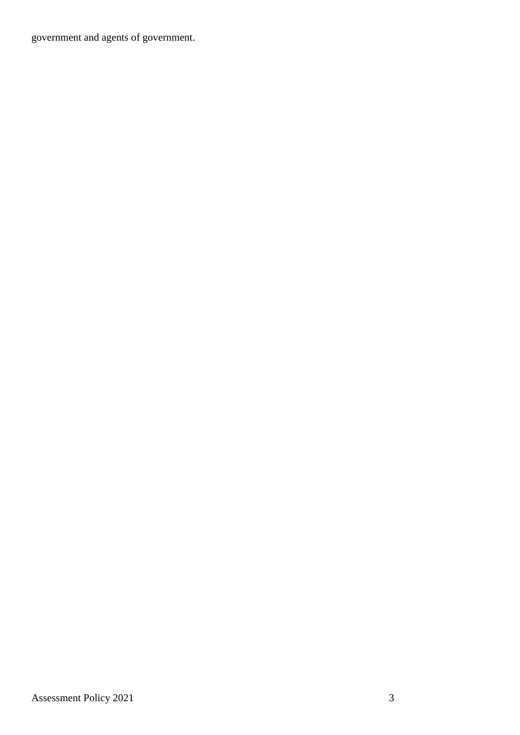government and agents of government.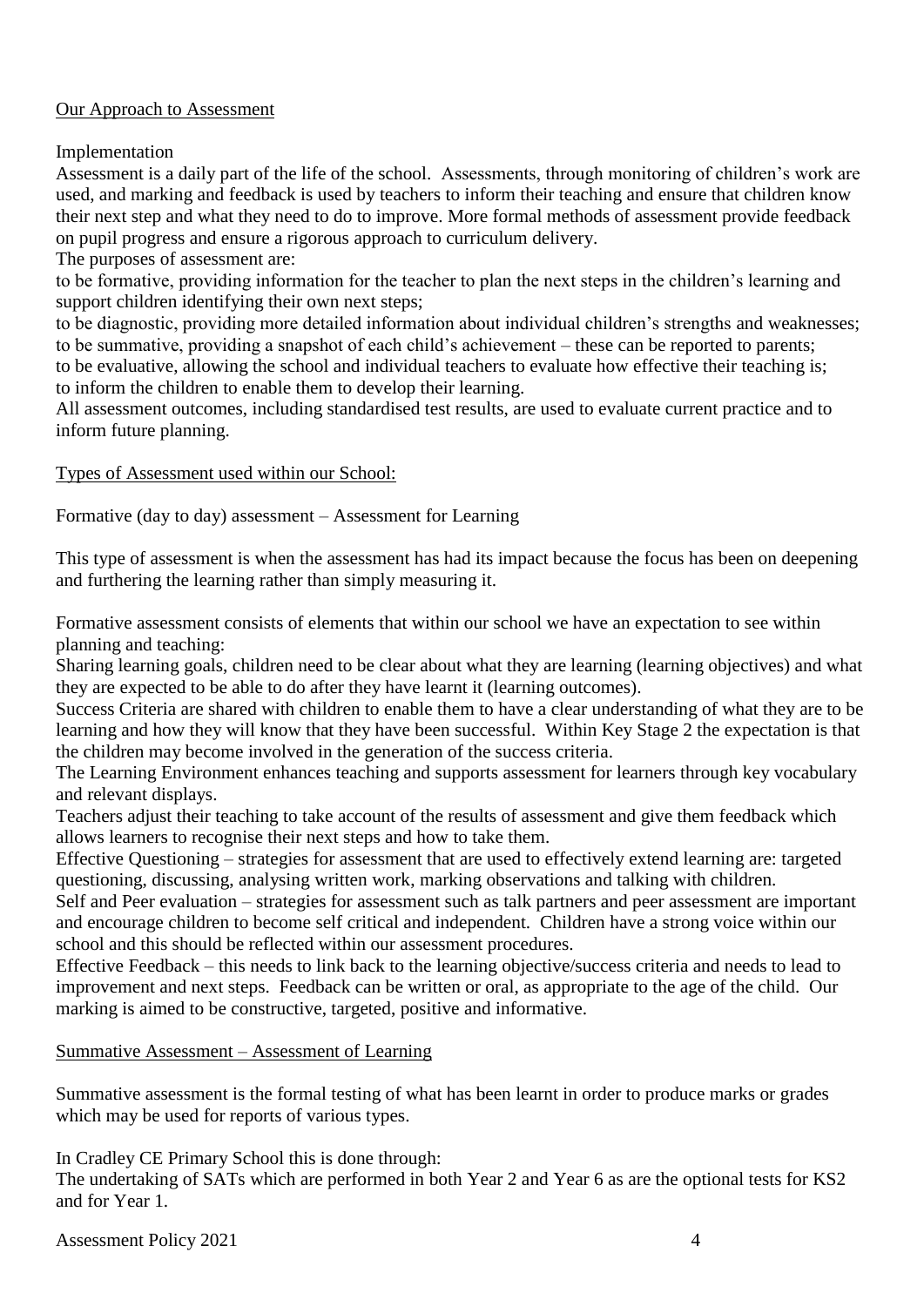## Our Approach to Assessment

### Implementation

Assessment is a daily part of the life of the school. Assessments, through monitoring of children's work are used, and marking and feedback is used by teachers to inform their teaching and ensure that children know their next step and what they need to do to improve. More formal methods of assessment provide feedback on pupil progress and ensure a rigorous approach to curriculum delivery.

The purposes of assessment are:

to be formative, providing information for the teacher to plan the next steps in the children's learning and support children identifying their own next steps;

to be diagnostic, providing more detailed information about individual children's strengths and weaknesses;

to be summative, providing a snapshot of each child's achievement – these can be reported to parents;

to be evaluative, allowing the school and individual teachers to evaluate how effective their teaching is;

to inform the children to enable them to develop their learning.

All assessment outcomes, including standardised test results, are used to evaluate current practice and to inform future planning.

## Types of Assessment used within our School:

### Formative (day to day) assessment – Assessment for Learning

This type of assessment is when the assessment has had its impact because the focus has been on deepening and furthering the learning rather than simply measuring it.

Formative assessment consists of elements that within our school we have an expectation to see within planning and teaching:

Sharing learning goals, children need to be clear about what they are learning (learning objectives) and what they are expected to be able to do after they have learnt it (learning outcomes).

Success Criteria are shared with children to enable them to have a clear understanding of what they are to be learning and how they will know that they have been successful. Within Key Stage 2 the expectation is that the children may become involved in the generation of the success criteria.

The Learning Environment enhances teaching and supports assessment for learners through key vocabulary and relevant displays.

Teachers adjust their teaching to take account of the results of assessment and give them feedback which allows learners to recognise their next steps and how to take them.

Effective Questioning – strategies for assessment that are used to effectively extend learning are: targeted questioning, discussing, analysing written work, marking observations and talking with children.

Self and Peer evaluation – strategies for assessment such as talk partners and peer assessment are important and encourage children to become self critical and independent. Children have a strong voice within our school and this should be reflected within our assessment procedures.

Effective Feedback – this needs to link back to the learning objective/success criteria and needs to lead to improvement and next steps. Feedback can be written or oral, as appropriate to the age of the child. Our marking is aimed to be constructive, targeted, positive and informative.

### Summative Assessment – Assessment of Learning

Summative assessment is the formal testing of what has been learnt in order to produce marks or grades which may be used for reports of various types.

In Cradley CE Primary School this is done through:

The undertaking of SATs which are performed in both Year 2 and Year 6 as are the optional tests for KS2 and for Year 1.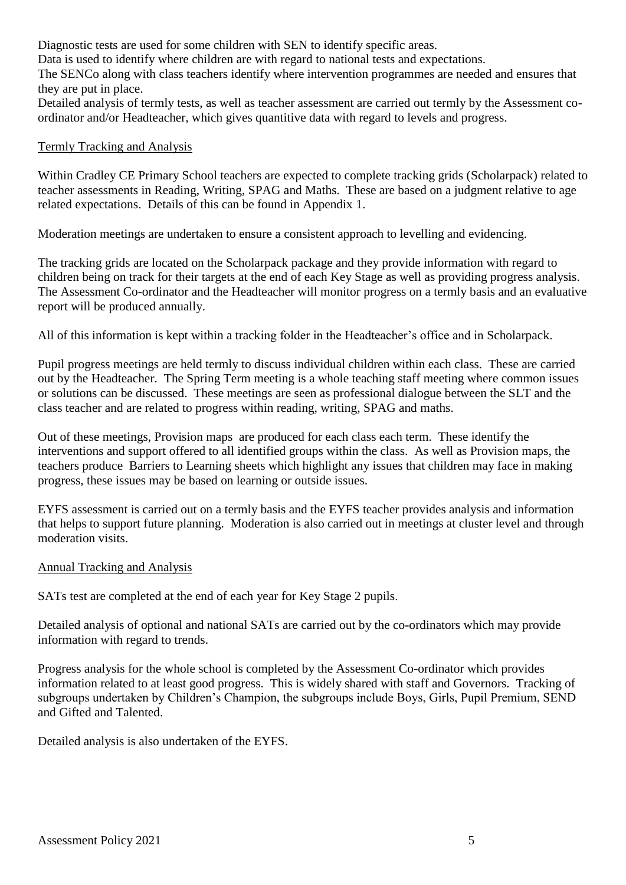Diagnostic tests are used for some children with SEN to identify specific areas.
Data is used to identify where children are with regard to national tests and expectations.
The SENCo along with class teachers identify where intervention programmes are needed and ensures that they are put in place.
Detailed analysis of termly tests, as well as teacher assessment are carried out termly by the Assessment co-ordinator and/or Headteacher, which gives quantitive data with regard to levels and progress.

## Termly Tracking and Analysis

Within Cradley CE Primary School teachers are expected to complete tracking grids (Scholarpack) related to teacher assessments in Reading, Writing, SPAG and Maths. These are based on a judgment relative to age related expectations. Details of this can be found in Appendix 1.

Moderation meetings are undertaken to ensure a consistent approach to levelling and evidencing.

The tracking grids are located on the Scholarpack package and they provide information with regard to children being on track for their targets at the end of each Key Stage as well as providing progress analysis. The Assessment Co-ordinator and the Headteacher will monitor progress on a termly basis and an evaluative report will be produced annually.

All of this information is kept within a tracking folder in the Headteacher's office and in Scholarpack.

Pupil progress meetings are held termly to discuss individual children within each class. These are carried out by the Headteacher. The Spring Term meeting is a whole teaching staff meeting where common issues or solutions can be discussed. These meetings are seen as professional dialogue between the SLT and the class teacher and are related to progress within reading, writing, SPAG and maths.

Out of these meetings, Provision maps are produced for each class each term. These identify the interventions and support offered to all identified groups within the class. As well as Provision maps, the teachers produce Barriers to Learning sheets which highlight any issues that children may face in making progress, these issues may be based on learning or outside issues.

EYFS assessment is carried out on a termly basis and the EYFS teacher provides analysis and information that helps to support future planning. Moderation is also carried out in meetings at cluster level and through moderation visits.

## Annual Tracking and Analysis

SATs test are completed at the end of each year for Key Stage 2 pupils.

Detailed analysis of optional and national SATs are carried out by the co-ordinators which may provide information with regard to trends.

Progress analysis for the whole school is completed by the Assessment Co-ordinator which provides information related to at least good progress. This is widely shared with staff and Governors. Tracking of subgroups undertaken by Children's Champion, the subgroups include Boys, Girls, Pupil Premium, SEND and Gifted and Talented.

Detailed analysis is also undertaken of the EYFS.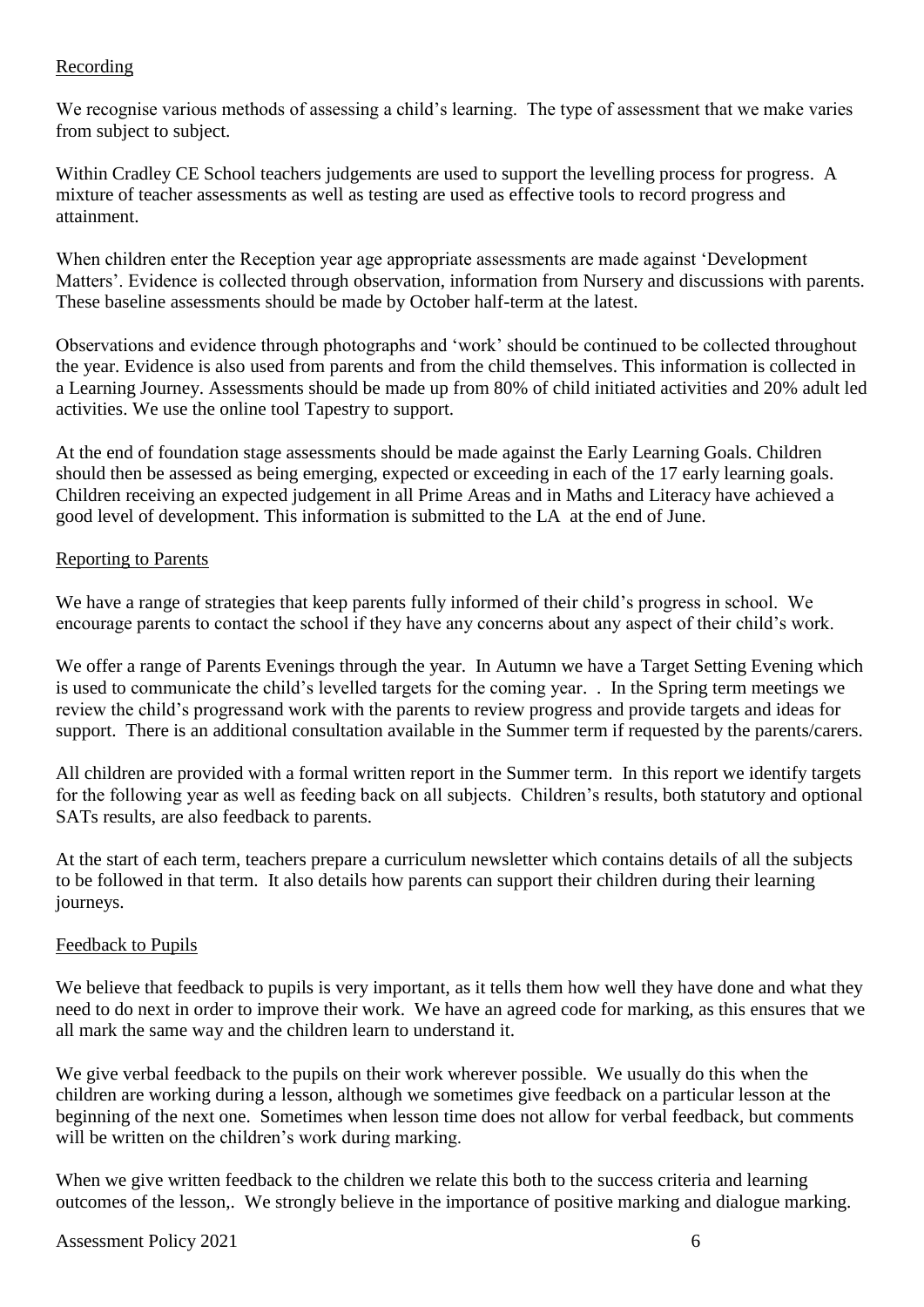Recording

We recognise various methods of assessing a child's learning. The type of assessment that we make varies from subject to subject.

Within Cradley CE School teachers judgements are used to support the levelling process for progress. A mixture of teacher assessments as well as testing are used as effective tools to record progress and attainment.

When children enter the Reception year age appropriate assessments are made against 'Development Matters'. Evidence is collected through observation, information from Nursery and discussions with parents. These baseline assessments should be made by October half-term at the latest.

Observations and evidence through photographs and 'work' should be continued to be collected throughout the year. Evidence is also used from parents and from the child themselves. This information is collected in a Learning Journey. Assessments should be made up from 80% of child initiated activities and 20% adult led activities. We use the online tool Tapestry to support.

At the end of foundation stage assessments should be made against the Early Learning Goals. Children should then be assessed as being emerging, expected or exceeding in each of the 17 early learning goals. Children receiving an expected judgement in all Prime Areas and in Maths and Literacy have achieved a good level of development. This information is submitted to the LA at the end of June.

Reporting to Parents

We have a range of strategies that keep parents fully informed of their child's progress in school. We encourage parents to contact the school if they have any concerns about any aspect of their child's work.

We offer a range of Parents Evenings through the year. In Autumn we have a Target Setting Evening which is used to communicate the child's levelled targets for the coming year. . In the Spring term meetings we review the child's progressand work with the parents to review progress and provide targets and ideas for support. There is an additional consultation available in the Summer term if requested by the parents/carers.

All children are provided with a formal written report in the Summer term. In this report we identify targets for the following year as well as feeding back on all subjects. Children's results, both statutory and optional SATs results, are also feedback to parents.

At the start of each term, teachers prepare a curriculum newsletter which contains details of all the subjects to be followed in that term. It also details how parents can support their children during their learning journeys.

Feedback to Pupils

We believe that feedback to pupils is very important, as it tells them how well they have done and what they need to do next in order to improve their work. We have an agreed code for marking, as this ensures that we all mark the same way and the children learn to understand it.

We give verbal feedback to the pupils on their work wherever possible. We usually do this when the children are working during a lesson, although we sometimes give feedback on a particular lesson at the beginning of the next one. Sometimes when lesson time does not allow for verbal feedback, but comments will be written on the children's work during marking.

When we give written feedback to the children we relate this both to the success criteria and learning outcomes of the lesson,. We strongly believe in the importance of positive marking and dialogue marking.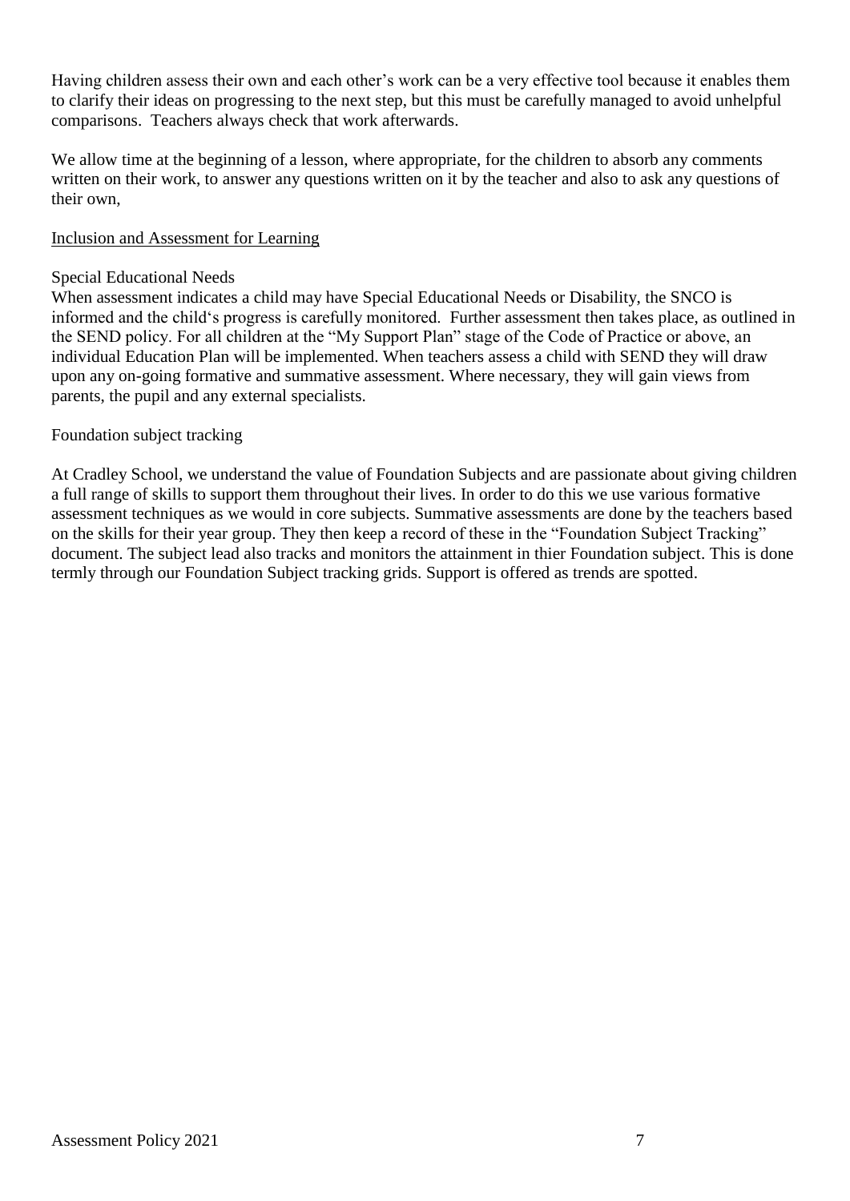Having children assess their own and each other's work can be a very effective tool because it enables them to clarify their ideas on progressing to the next step, but this must be carefully managed to avoid unhelpful comparisons. Teachers always check that work afterwards.

We allow time at the beginning of a lesson, where appropriate, for the children to absorb any comments written on their work, to answer any questions written on it by the teacher and also to ask any questions of their own,

<u>Inclusion and Assessment for Learning</u>

Special Educational Needs

When assessment indicates a child may have Special Educational Needs or Disability, the SNCO is informed and the child's progress is carefully monitored. Further assessment then takes place, as outlined in the SEND policy. For all children at the "My Support Plan" stage of the Code of Practice or above, an individual Education Plan will be implemented. When teachers assess a child with SEND they will draw upon any on-going formative and summative assessment. Where necessary, they will gain views from parents, the pupil and any external specialists.

Foundation subject tracking

At Cradley School, we understand the value of Foundation Subjects and are passionate about giving children a full range of skills to support them throughout their lives. In order to do this we use various formative assessment techniques as we would in core subjects. Summative assessments are done by the teachers based on the skills for their year group. They then keep a record of these in the "Foundation Subject Tracking" document. The subject lead also tracks and monitors the attainment in thier Foundation subject. This is done termly through our Foundation Subject tracking grids. Support is offered as trends are spotted.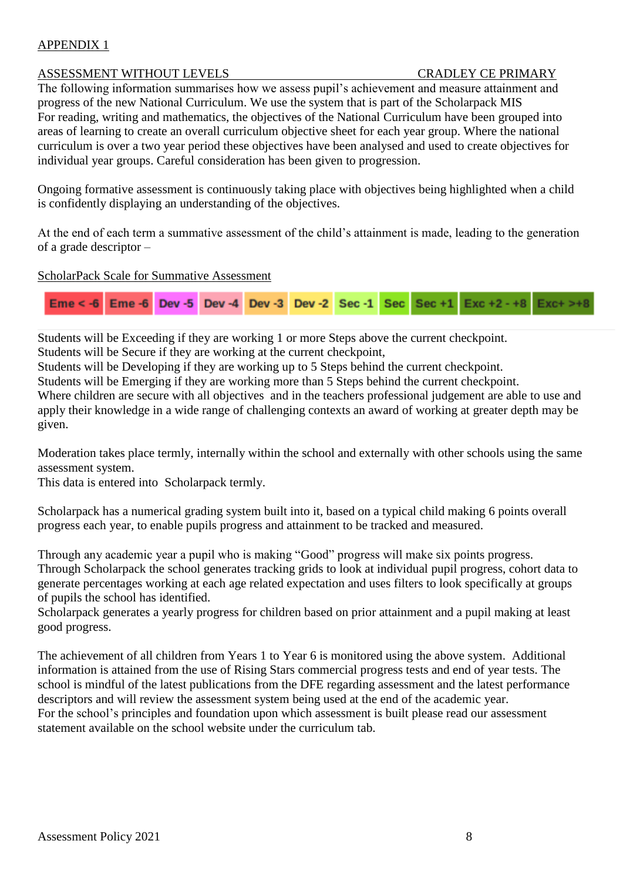APPENDIX 1

ASSESSMENT WITHOUT LEVELS CRADLEY CE PRIMARY

The following information summarises how we assess pupil's achievement and measure attainment and progress of the new National Curriculum. We use the system that is part of the Scholarpack MIS

For reading, writing and mathematics, the objectives of the National Curriculum have been grouped into areas of learning to create an overall curriculum objective sheet for each year group. Where the national curriculum is over a two year period these objectives have been analysed and used to create objectives for individual year groups. Careful consideration has been given to progression.

Ongoing formative assessment is continuously taking place with objectives being highlighted when a child is confidently displaying an understanding of the objectives.

At the end of each term a summative assessment of the child's attainment is made, leading to the generation of a grade descriptor –

ScholarPack Scale for Summative Assessment

| | | | | | | | | | | |
|---|---|---|---|---|---|---|---|---|---|---|
| Eme < -6 | Eme -6 | Dev -5 | Dev -4 | Dev -3 | Dev -2 | Sec -1 | Sec | Sec +1 | Exc +2 - +8 | Exc+ >+8 |

Students will be Exceeding if they are working 1 or more Steps above the current checkpoint.
Students will be Secure if they are working at the current checkpoint,
Students will be Developing if they are working up to 5 Steps behind the current checkpoint.
Students will be Emerging if they are working more than 5 Steps behind the current checkpoint.
Where children are secure with all objectives and in the teachers professional judgement are able to use and apply their knowledge in a wide range of challenging contexts an award of working at greater depth may be given.

Moderation takes place termly, internally within the school and externally with other schools using the same assessment system.
This data is entered into Scholarpack termly.

Scholarpack has a numerical grading system built into it, based on a typical child making 6 points overall progress each year, to enable pupils progress and attainment to be tracked and measured.

Through any academic year a pupil who is making "Good" progress will make six points progress.
Through Scholarpack the school generates tracking grids to look at individual pupil progress, cohort data to generate percentages working at each age related expectation and uses filters to look specifically at groups of pupils the school has identified.
Scholarpack generates a yearly progress for children based on prior attainment and a pupil making at least good progress.

The achievement of all children from Years 1 to Year 6 is monitored using the above system. Additional information is attained from the use of Rising Stars commercial progress tests and end of year tests. The school is mindful of the latest publications from the DFE regarding assessment and the latest performance descriptors and will review the assessment system being used at the end of the academic year.
For the school's principles and foundation upon which assessment is built please read our assessment statement available on the school website under the curriculum tab.